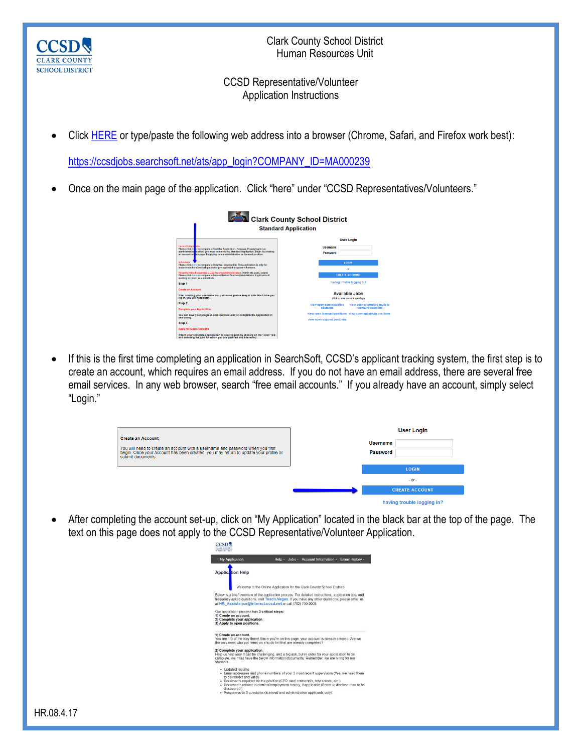Clark County School District
Human Resources Unit

# CCSD Representative/Volunteer Application Instructions

- Click HERE or type/paste the following web address into a browser (Chrome, Safari, and Firefox work best):

  https://ccsdjobs.searchsoft.net/ats/app_login?COMPANY_ID=MA000239

- Once on the main page of the application. Click "here" under "CCSD Representatives/Volunteers."

- If this is the first time completing an application in SearchSoft, CCSD's applicant tracking system, the first step is to create an account, which requires an email address. If you do not have an email address, there are several free email services. In any web browser, search "free email accounts." If you already have an account, simply select "Login."

- After completing the account set-up, click on "My Application" located in the black bar at the top of the page. The text on this page does not apply to the CCSD Representative/Volunteer Application.

HR.08.4.17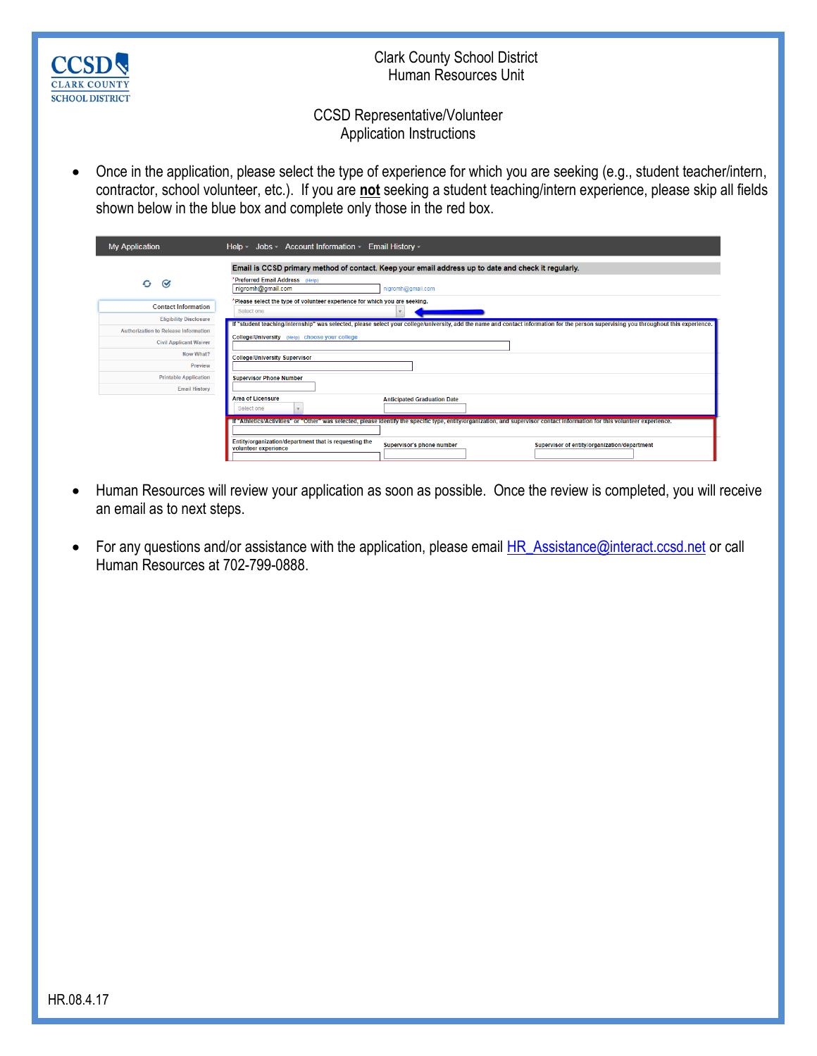Clark County School District
Human Resources Unit

CCSD Representative/Volunteer
Application Instructions

- Once in the application, please select the type of experience for which you are seeking (e.g., student teacher/intern, contractor, school volunteer, etc.). If you are **not** seeking a student teaching/intern experience, please skip all fields shown below in the blue box and complete only those in the red box.

My Application | Help | Jobs | Account Information | Email History

Contact Information
Eligibility Disclosure
Authorization to Release Information
Civil Applicant Waiver
Now What?
Preview
Printable Application
Email History

**Email is CCSD primary method of contact. Keep your email address up to date and check it regularly.**

*Preferred Email Address (Help)
nigromh@gmail.com  nigromh@gmail.com

*Please select the type of volunteer experience for which you are seeking.
Select one

If "student teaching/internship" was selected, please select your college/university, add the name and contact information for the person supervising you throughout this experience.

College/University (Help) choose your college

College/University Supervisor

Supervisor Phone Number

Area of Licensure — Select one
Anticipated Graduation Date

If "Athletics/Activities" or "Other" was selected, please identify the specific type, entity/organization, and supervisor contact information for this volunteer experience.

Entity/organization/department that is requesting the volunteer experience
Supervisor's phone number
Supervisor of entity/organization/department

- Human Resources will review your application as soon as possible. Once the review is completed, you will receive an email as to next steps.

- For any questions and/or assistance with the application, please email HR_Assistance@interact.ccsd.net or call Human Resources at 702-799-0888.

HR.08.4.17